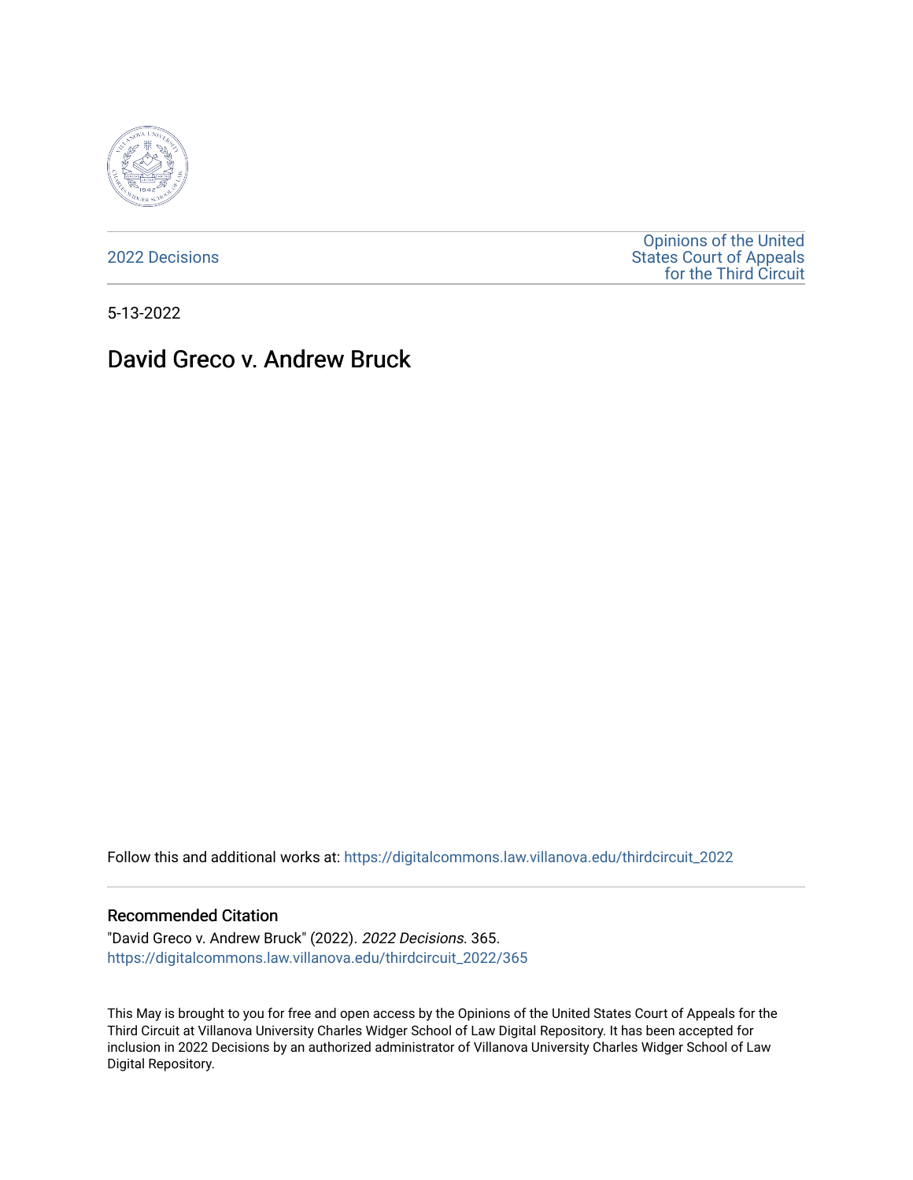2022 Decisions

Opinions of the United States Court of Appeals for the Third Circuit

5-13-2022

# David Greco v. Andrew Bruck

Follow this and additional works at: https://digitalcommons.law.villanova.edu/thirdcircuit_2022

## Recommended Citation

"David Greco v. Andrew Bruck" (2022). *2022 Decisions*. 365.
https://digitalcommons.law.villanova.edu/thirdcircuit_2022/365

This May is brought to you for free and open access by the Opinions of the United States Court of Appeals for the Third Circuit at Villanova University Charles Widger School of Law Digital Repository. It has been accepted for inclusion in 2022 Decisions by an authorized administrator of Villanova University Charles Widger School of Law Digital Repository.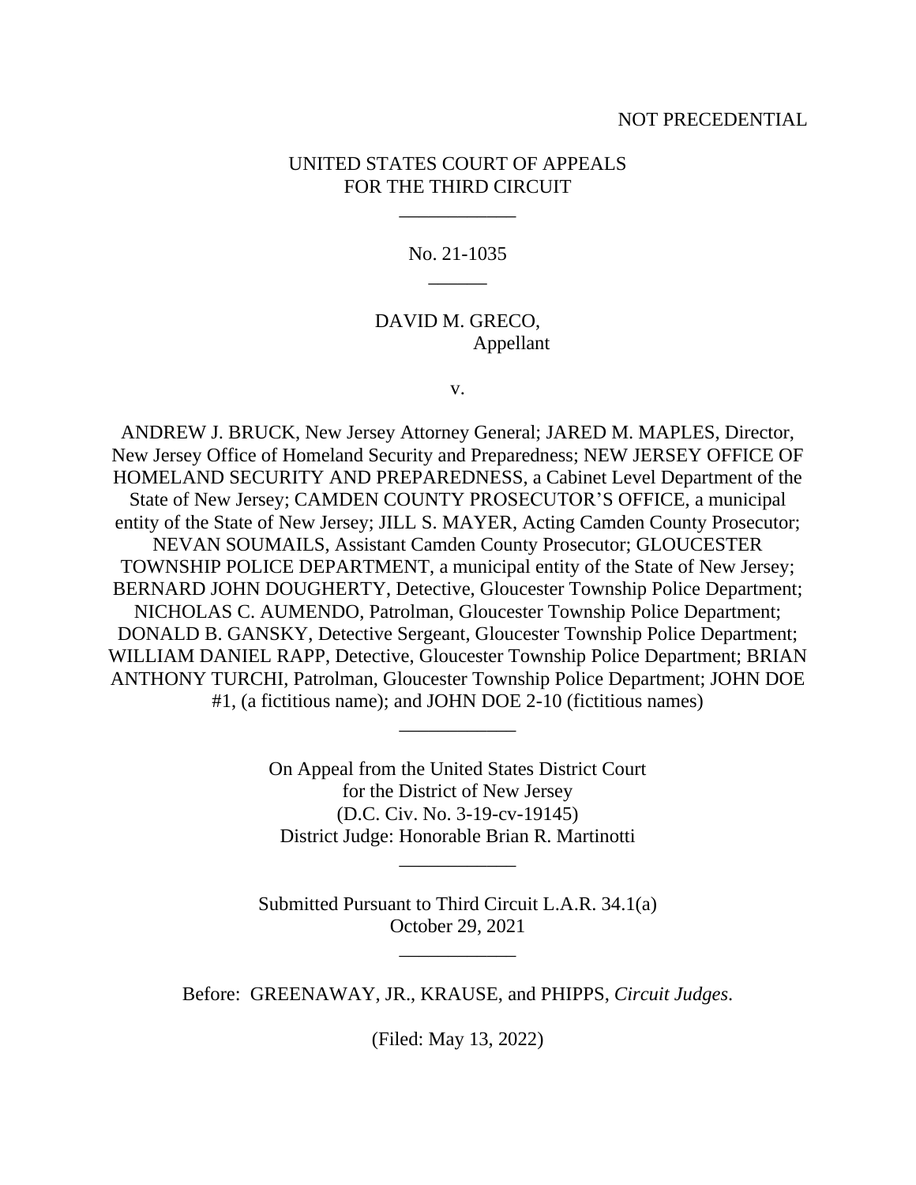NOT PRECEDENTIAL

UNITED STATES COURT OF APPEALS
FOR THE THIRD CIRCUIT

\_\_\_\_\_\_\_\_\_\_\_\_

No. 21-1035

\_\_\_\_\_\_

DAVID M. GRECO,
Appellant

v.

ANDREW J. BRUCK, New Jersey Attorney General; JARED M. MAPLES, Director, New Jersey Office of Homeland Security and Preparedness; NEW JERSEY OFFICE OF HOMELAND SECURITY AND PREPAREDNESS, a Cabinet Level Department of the State of New Jersey; CAMDEN COUNTY PROSECUTOR'S OFFICE, a municipal entity of the State of New Jersey; JILL S. MAYER, Acting Camden County Prosecutor; NEVAN SOUMAILS, Assistant Camden County Prosecutor; GLOUCESTER TOWNSHIP POLICE DEPARTMENT, a municipal entity of the State of New Jersey; BERNARD JOHN DOUGHERTY, Detective, Gloucester Township Police Department; NICHOLAS C. AUMENDO, Patrolman, Gloucester Township Police Department; DONALD B. GANSKY, Detective Sergeant, Gloucester Township Police Department; WILLIAM DANIEL RAPP, Detective, Gloucester Township Police Department; BRIAN ANTHONY TURCHI, Patrolman, Gloucester Township Police Department; JOHN DOE #1, (a fictitious name); and JOHN DOE 2-10 (fictitious names)

\_\_\_\_\_\_\_\_\_\_\_\_

On Appeal from the United States District Court
for the District of New Jersey
(D.C. Civ. No. 3-19-cv-19145)
District Judge: Honorable Brian R. Martinotti

\_\_\_\_\_\_\_\_\_\_\_\_

Submitted Pursuant to Third Circuit L.A.R. 34.1(a)
October 29, 2021

\_\_\_\_\_\_\_\_\_\_\_\_

Before: GREENAWAY, JR., KRAUSE, and PHIPPS, *Circuit Judges*.

(Filed: May 13, 2022)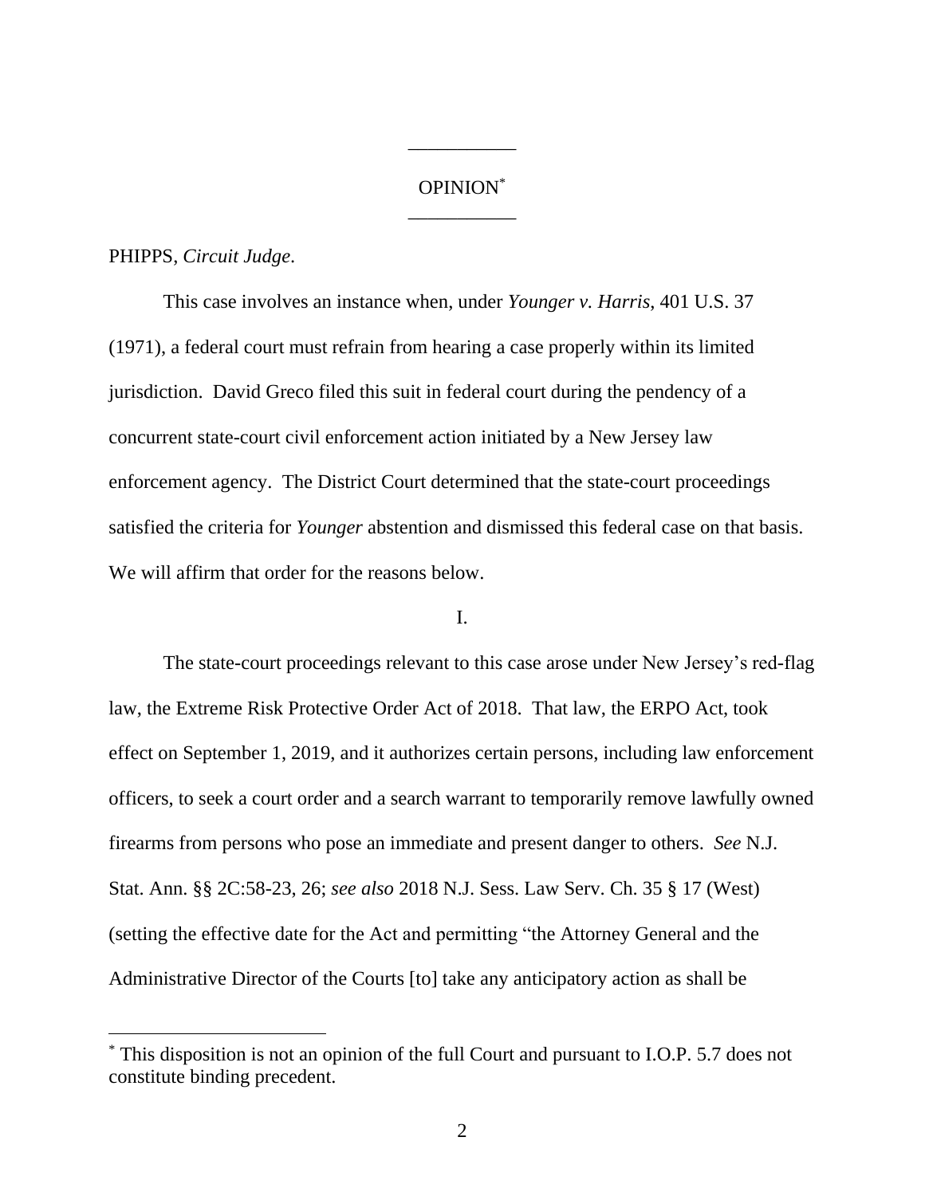OPINION[*]

PHIPPS, *Circuit Judge*.

This case involves an instance when, under *Younger v. Harris*, 401 U.S. 37 (1971), a federal court must refrain from hearing a case properly within its limited jurisdiction. David Greco filed this suit in federal court during the pendency of a concurrent state-court civil enforcement action initiated by a New Jersey law enforcement agency. The District Court determined that the state-court proceedings satisfied the criteria for *Younger* abstention and dismissed this federal case on that basis. We will affirm that order for the reasons below.

I.

The state-court proceedings relevant to this case arose under New Jersey's red-flag law, the Extreme Risk Protective Order Act of 2018. That law, the ERPO Act, took effect on September 1, 2019, and it authorizes certain persons, including law enforcement officers, to seek a court order and a search warrant to temporarily remove lawfully owned firearms from persons who pose an immediate and present danger to others. *See* N.J. Stat. Ann. §§ 2C:58-23, 26; *see also* 2018 N.J. Sess. Law Serv. Ch. 35 § 17 (West) (setting the effective date for the Act and permitting "the Attorney General and the Administrative Director of the Courts [to] take any anticipatory action as shall be

[*] This disposition is not an opinion of the full Court and pursuant to I.O.P. 5.7 does not constitute binding precedent.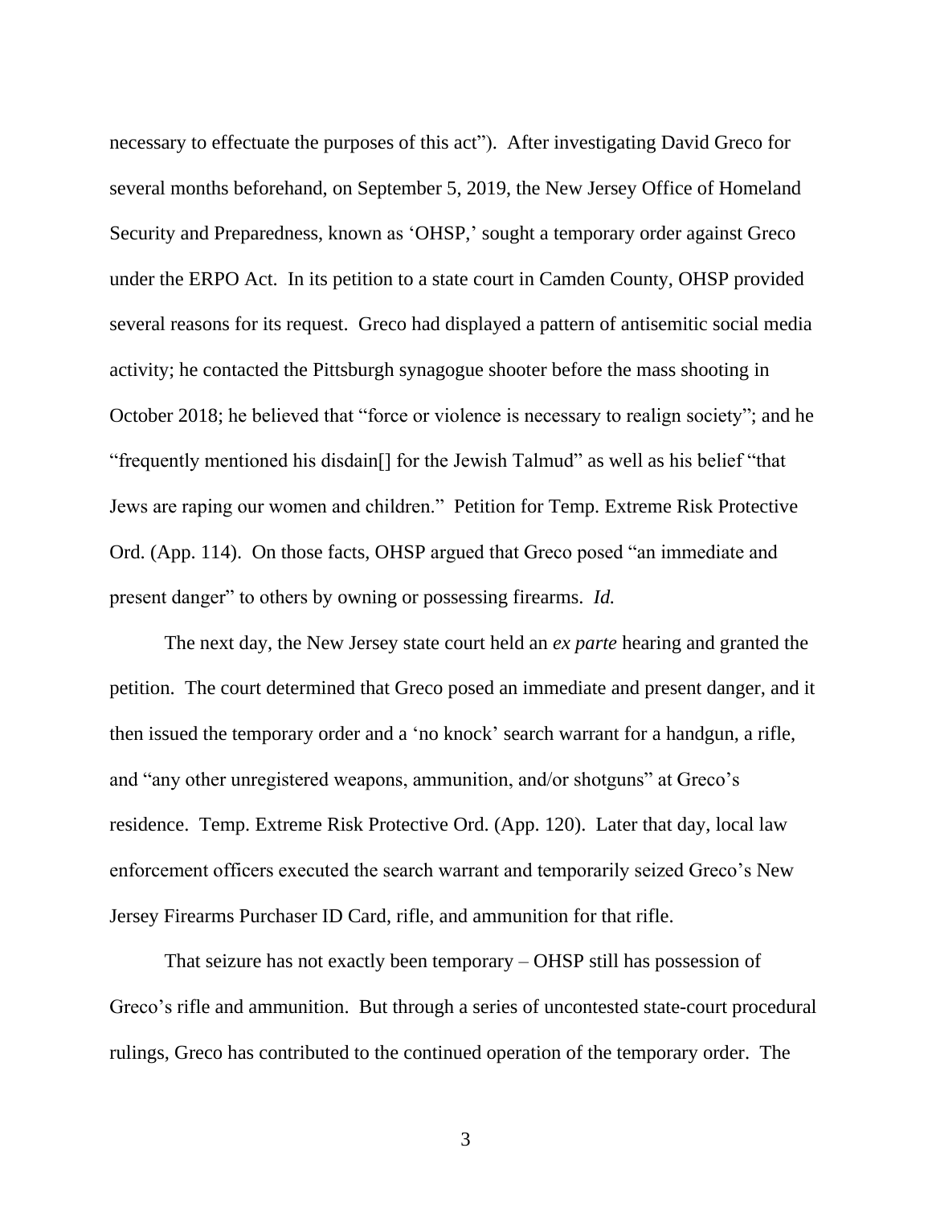necessary to effectuate the purposes of this act"). After investigating David Greco for several months beforehand, on September 5, 2019, the New Jersey Office of Homeland Security and Preparedness, known as 'OHSP,' sought a temporary order against Greco under the ERPO Act. In its petition to a state court in Camden County, OHSP provided several reasons for its request. Greco had displayed a pattern of antisemitic social media activity; he contacted the Pittsburgh synagogue shooter before the mass shooting in October 2018; he believed that "force or violence is necessary to realign society"; and he "frequently mentioned his disdain[] for the Jewish Talmud" as well as his belief "that Jews are raping our women and children." Petition for Temp. Extreme Risk Protective Ord. (App. 114). On those facts, OHSP argued that Greco posed "an immediate and present danger" to others by owning or possessing firearms. *Id.*

The next day, the New Jersey state court held an *ex parte* hearing and granted the petition. The court determined that Greco posed an immediate and present danger, and it then issued the temporary order and a 'no knock' search warrant for a handgun, a rifle, and "any other unregistered weapons, ammunition, and/or shotguns" at Greco's residence. Temp. Extreme Risk Protective Ord. (App. 120). Later that day, local law enforcement officers executed the search warrant and temporarily seized Greco's New Jersey Firearms Purchaser ID Card, rifle, and ammunition for that rifle.

That seizure has not exactly been temporary – OHSP still has possession of Greco's rifle and ammunition. But through a series of uncontested state-court procedural rulings, Greco has contributed to the continued operation of the temporary order. The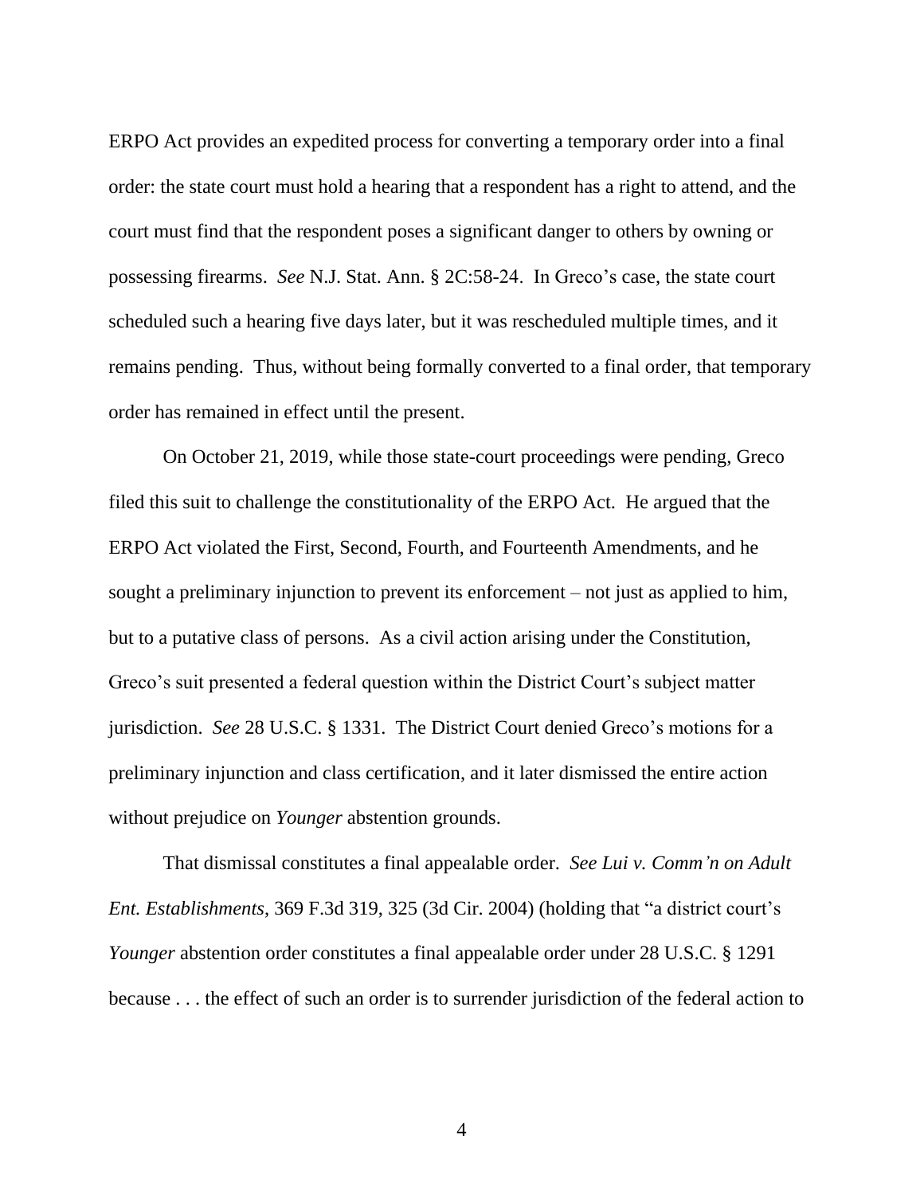ERPO Act provides an expedited process for converting a temporary order into a final order: the state court must hold a hearing that a respondent has a right to attend, and the court must find that the respondent poses a significant danger to others by owning or possessing firearms. *See* N.J. Stat. Ann. § 2C:58-24. In Greco's case, the state court scheduled such a hearing five days later, but it was rescheduled multiple times, and it remains pending. Thus, without being formally converted to a final order, that temporary order has remained in effect until the present.

On October 21, 2019, while those state-court proceedings were pending, Greco filed this suit to challenge the constitutionality of the ERPO Act. He argued that the ERPO Act violated the First, Second, Fourth, and Fourteenth Amendments, and he sought a preliminary injunction to prevent its enforcement – not just as applied to him, but to a putative class of persons. As a civil action arising under the Constitution, Greco's suit presented a federal question within the District Court's subject matter jurisdiction. *See* 28 U.S.C. § 1331. The District Court denied Greco's motions for a preliminary injunction and class certification, and it later dismissed the entire action without prejudice on *Younger* abstention grounds.

That dismissal constitutes a final appealable order. *See Lui v. Comm'n on Adult Ent. Establishments*, 369 F.3d 319, 325 (3d Cir. 2004) (holding that "a district court's *Younger* abstention order constitutes a final appealable order under 28 U.S.C. § 1291 because . . . the effect of such an order is to surrender jurisdiction of the federal action to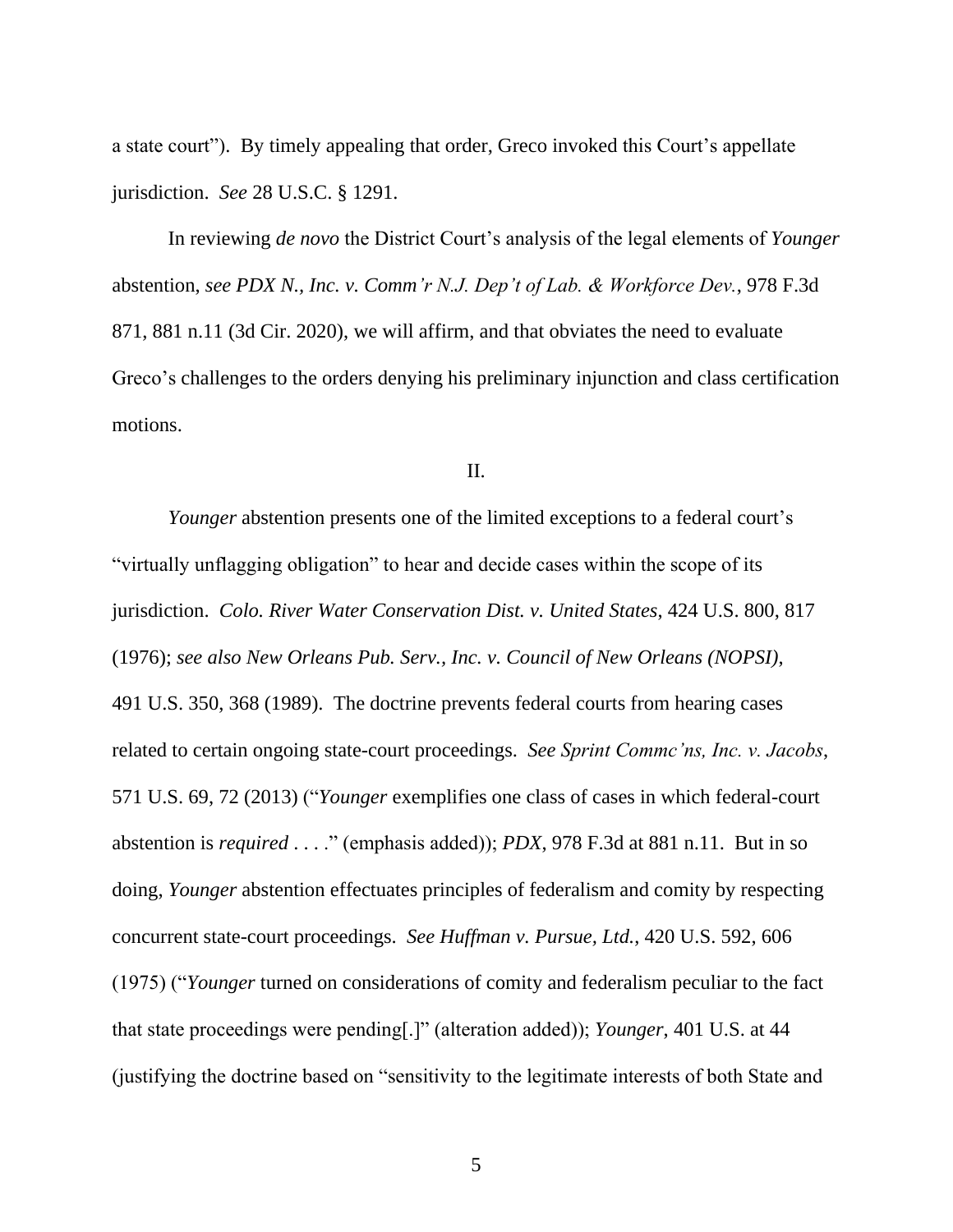a state court"). By timely appealing that order, Greco invoked this Court's appellate jurisdiction. *See* 28 U.S.C. § 1291.

In reviewing *de novo* the District Court's analysis of the legal elements of *Younger* abstention, *see PDX N., Inc. v. Comm'r N.J. Dep't of Lab. & Workforce Dev.*, 978 F.3d 871, 881 n.11 (3d Cir. 2020), we will affirm, and that obviates the need to evaluate Greco's challenges to the orders denying his preliminary injunction and class certification motions.

II.

*Younger* abstention presents one of the limited exceptions to a federal court's "virtually unflagging obligation" to hear and decide cases within the scope of its jurisdiction. *Colo. River Water Conservation Dist. v. United States*, 424 U.S. 800, 817 (1976); *see also New Orleans Pub. Serv., Inc. v. Council of New Orleans (NOPSI)*, 491 U.S. 350, 368 (1989). The doctrine prevents federal courts from hearing cases related to certain ongoing state-court proceedings. *See Sprint Commc'ns, Inc. v. Jacobs*, 571 U.S. 69, 72 (2013) ("*Younger* exemplifies one class of cases in which federal-court abstention is *required* . . . ." (emphasis added)); *PDX*, 978 F.3d at 881 n.11. But in so doing, *Younger* abstention effectuates principles of federalism and comity by respecting concurrent state-court proceedings. *See Huffman v. Pursue, Ltd.*, 420 U.S. 592, 606 (1975) ("*Younger* turned on considerations of comity and federalism peculiar to the fact that state proceedings were pending[.]" (alteration added)); *Younger*, 401 U.S. at 44 (justifying the doctrine based on "sensitivity to the legitimate interests of both State and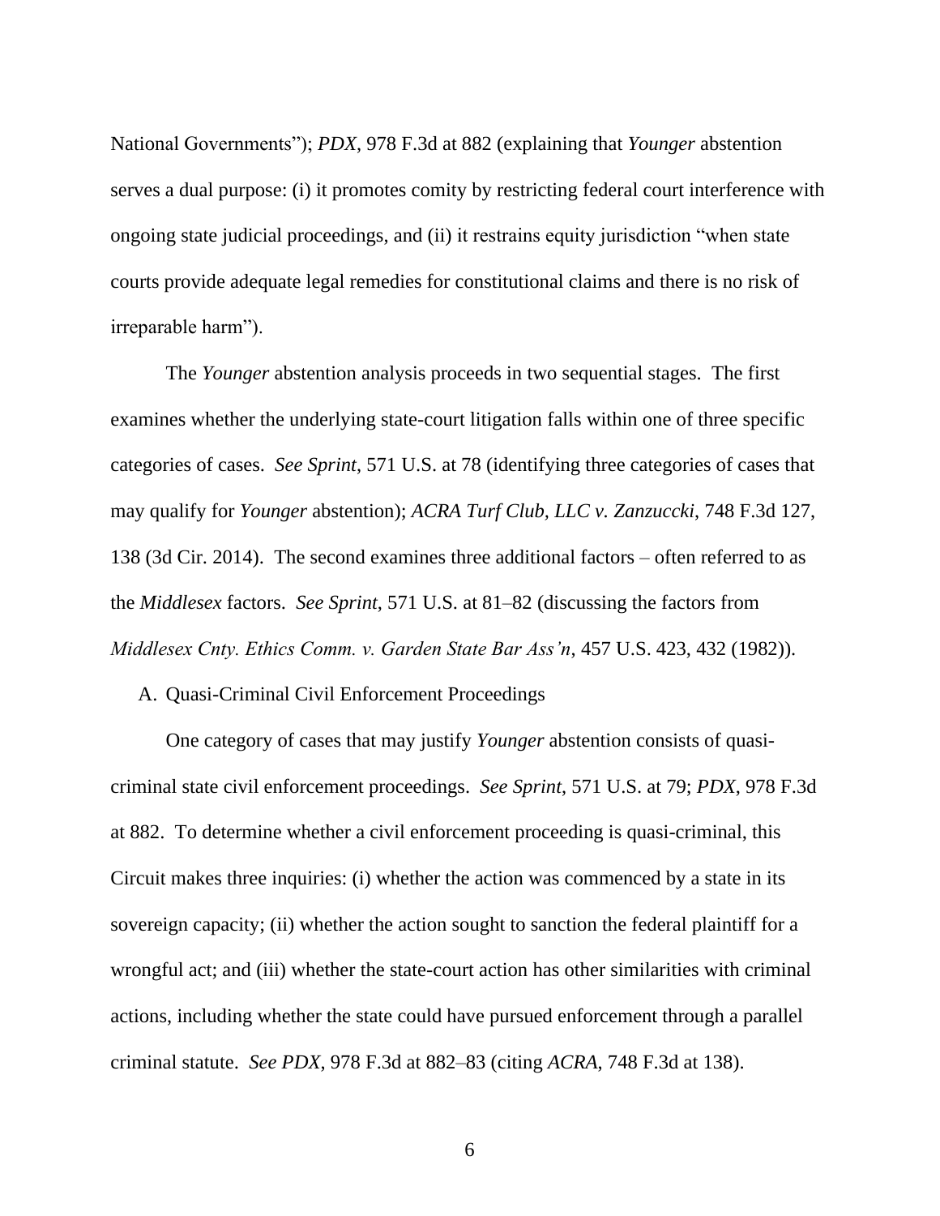National Governments”); *PDX*, 978 F.3d at 882 (explaining that *Younger* abstention serves a dual purpose: (i) it promotes comity by restricting federal court interference with ongoing state judicial proceedings, and (ii) it restrains equity jurisdiction “when state courts provide adequate legal remedies for constitutional claims and there is no risk of irreparable harm”).

The *Younger* abstention analysis proceeds in two sequential stages. The first examines whether the underlying state-court litigation falls within one of three specific categories of cases. *See Sprint*, 571 U.S. at 78 (identifying three categories of cases that may qualify for *Younger* abstention); *ACRA Turf Club, LLC v. Zanzuccki*, 748 F.3d 127, 138 (3d Cir. 2014). The second examines three additional factors – often referred to as the *Middlesex* factors. *See Sprint*, 571 U.S. at 81–82 (discussing the factors from *Middlesex Cnty. Ethics Comm. v. Garden State Bar Ass’n*, 457 U.S. 423, 432 (1982)).

A. Quasi-Criminal Civil Enforcement Proceedings

One category of cases that may justify *Younger* abstention consists of quasi-criminal state civil enforcement proceedings. *See Sprint*, 571 U.S. at 79; *PDX*, 978 F.3d at 882. To determine whether a civil enforcement proceeding is quasi-criminal, this Circuit makes three inquiries: (i) whether the action was commenced by a state in its sovereign capacity; (ii) whether the action sought to sanction the federal plaintiff for a wrongful act; and (iii) whether the state-court action has other similarities with criminal actions, including whether the state could have pursued enforcement through a parallel criminal statute. *See PDX*, 978 F.3d at 882–83 (citing *ACRA*, 748 F.3d at 138).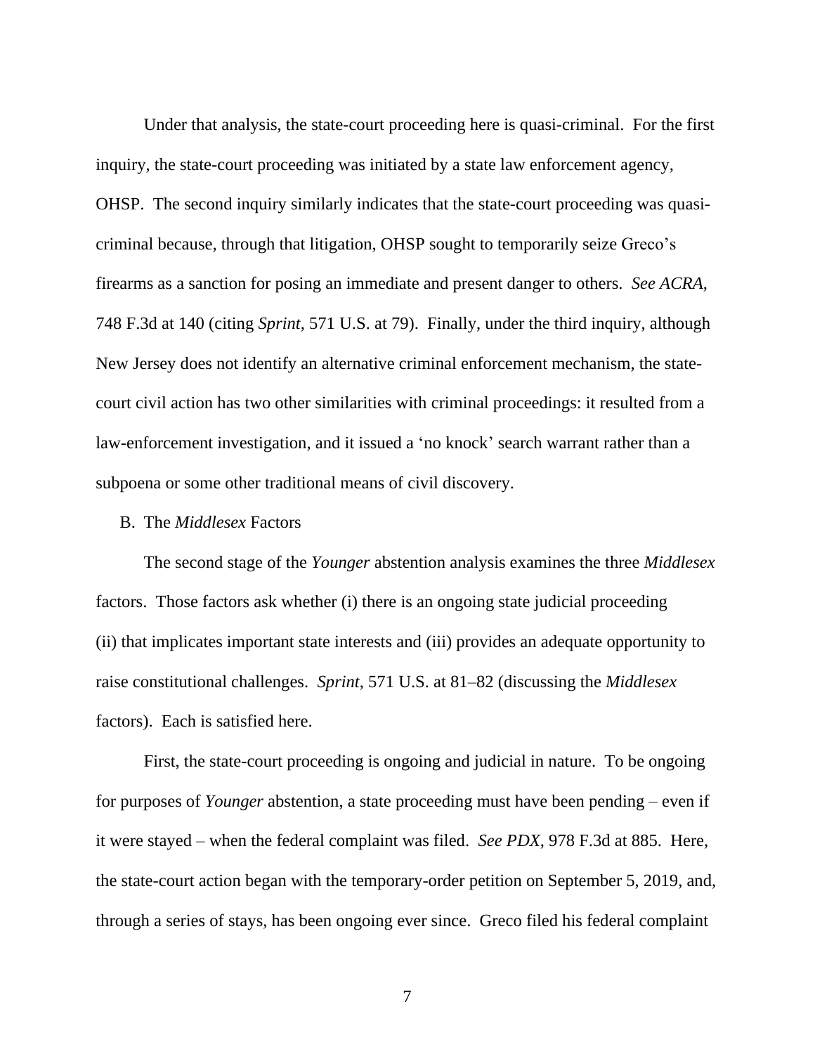Under that analysis, the state-court proceeding here is quasi-criminal. For the first inquiry, the state-court proceeding was initiated by a state law enforcement agency, OHSP. The second inquiry similarly indicates that the state-court proceeding was quasi-criminal because, through that litigation, OHSP sought to temporarily seize Greco's firearms as a sanction for posing an immediate and present danger to others. *See ACRA*, 748 F.3d at 140 (citing *Sprint*, 571 U.S. at 79). Finally, under the third inquiry, although New Jersey does not identify an alternative criminal enforcement mechanism, the state-court civil action has two other similarities with criminal proceedings: it resulted from a law-enforcement investigation, and it issued a 'no knock' search warrant rather than a subpoena or some other traditional means of civil discovery.

B. The *Middlesex* Factors

The second stage of the *Younger* abstention analysis examines the three *Middlesex* factors. Those factors ask whether (i) there is an ongoing state judicial proceeding (ii) that implicates important state interests and (iii) provides an adequate opportunity to raise constitutional challenges. *Sprint*, 571 U.S. at 81–82 (discussing the *Middlesex* factors). Each is satisfied here.

First, the state-court proceeding is ongoing and judicial in nature. To be ongoing for purposes of *Younger* abstention, a state proceeding must have been pending – even if it were stayed – when the federal complaint was filed. *See PDX*, 978 F.3d at 885. Here, the state-court action began with the temporary-order petition on September 5, 2019, and, through a series of stays, has been ongoing ever since. Greco filed his federal complaint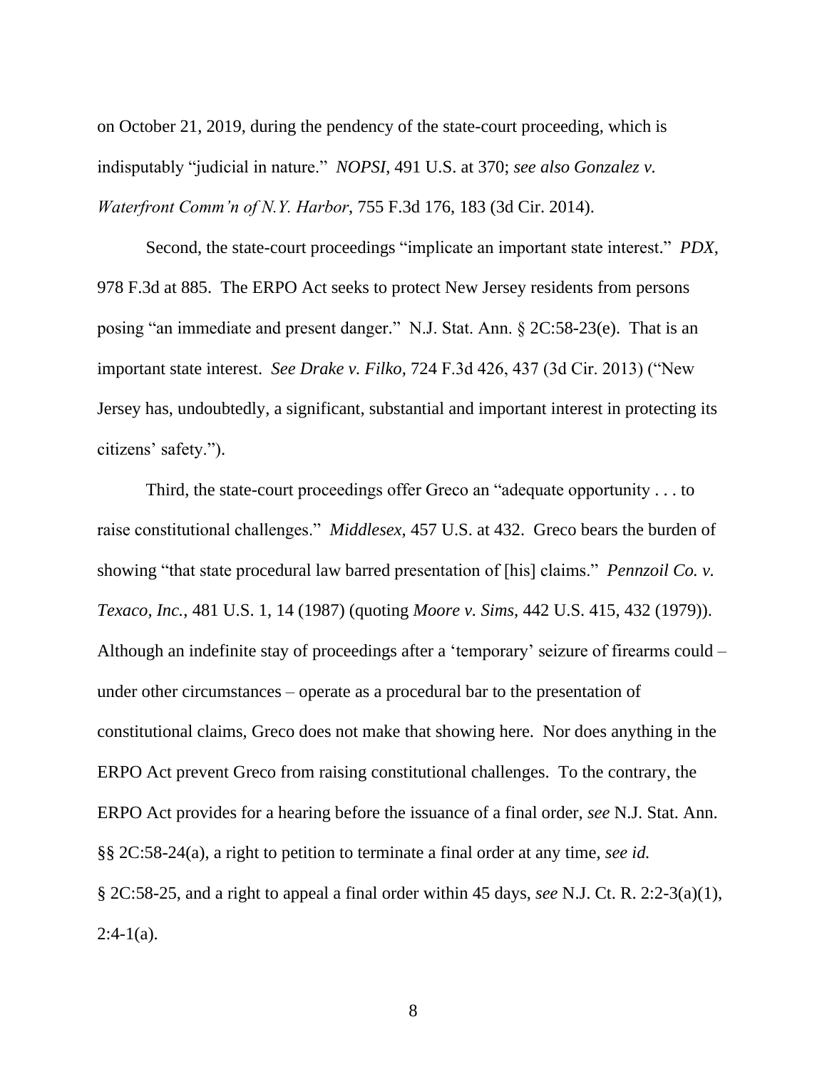on October 21, 2019, during the pendency of the state-court proceeding, which is indisputably "judicial in nature." *NOPSI*, 491 U.S. at 370; *see also Gonzalez v. Waterfront Comm'n of N.Y. Harbor*, 755 F.3d 176, 183 (3d Cir. 2014).

Second, the state-court proceedings "implicate an important state interest." *PDX*, 978 F.3d at 885. The ERPO Act seeks to protect New Jersey residents from persons posing "an immediate and present danger." N.J. Stat. Ann. § 2C:58-23(e). That is an important state interest. *See Drake v. Filko*, 724 F.3d 426, 437 (3d Cir. 2013) ("New Jersey has, undoubtedly, a significant, substantial and important interest in protecting its citizens' safety.").

Third, the state-court proceedings offer Greco an "adequate opportunity . . . to raise constitutional challenges." *Middlesex*, 457 U.S. at 432. Greco bears the burden of showing "that state procedural law barred presentation of [his] claims." *Pennzoil Co. v. Texaco, Inc.*, 481 U.S. 1, 14 (1987) (quoting *Moore v. Sims*, 442 U.S. 415, 432 (1979)). Although an indefinite stay of proceedings after a 'temporary' seizure of firearms could – under other circumstances – operate as a procedural bar to the presentation of constitutional claims, Greco does not make that showing here. Nor does anything in the ERPO Act prevent Greco from raising constitutional challenges. To the contrary, the ERPO Act provides for a hearing before the issuance of a final order, *see* N.J. Stat. Ann. §§ 2C:58-24(a), a right to petition to terminate a final order at any time, *see id.* § 2C:58-25, and a right to appeal a final order within 45 days, *see* N.J. Ct. R. 2:2-3(a)(1), 2:4-1(a).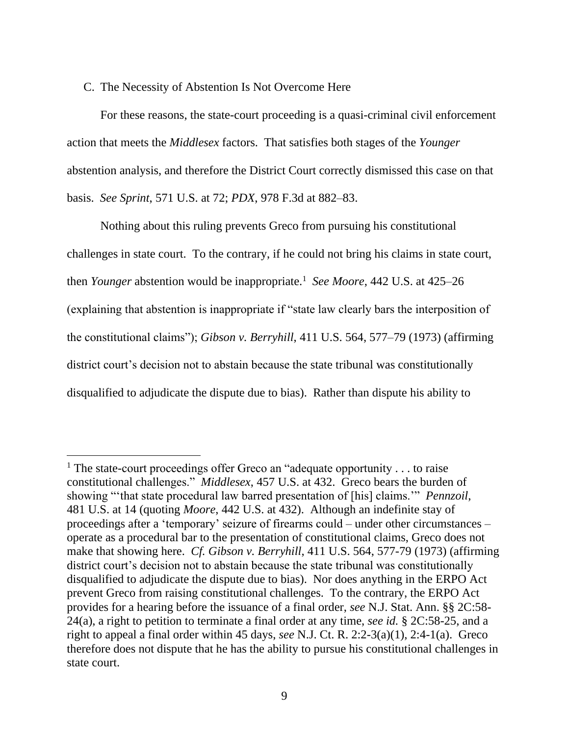C. The Necessity of Abstention Is Not Overcome Here

For these reasons, the state-court proceeding is a quasi-criminal civil enforcement action that meets the *Middlesex* factors. That satisfies both stages of the *Younger* abstention analysis, and therefore the District Court correctly dismissed this case on that basis. *See Sprint*, 571 U.S. at 72; *PDX*, 978 F.3d at 882–83.

Nothing about this ruling prevents Greco from pursuing his constitutional challenges in state court. To the contrary, if he could not bring his claims in state court, then *Younger* abstention would be inappropriate.[1] *See Moore*, 442 U.S. at 425–26 (explaining that abstention is inappropriate if "state law clearly bars the interposition of the constitutional claims"); *Gibson v. Berryhill*, 411 U.S. 564, 577–79 (1973) (affirming district court's decision not to abstain because the state tribunal was constitutionally disqualified to adjudicate the dispute due to bias). Rather than dispute his ability to

[1] The state-court proceedings offer Greco an "adequate opportunity . . . to raise constitutional challenges." *Middlesex*, 457 U.S. at 432. Greco bears the burden of showing "'that state procedural law barred presentation of [his] claims.'" *Pennzoil*, 481 U.S. at 14 (quoting *Moore*, 442 U.S. at 432). Although an indefinite stay of proceedings after a 'temporary' seizure of firearms could – under other circumstances – operate as a procedural bar to the presentation of constitutional claims, Greco does not make that showing here. *Cf. Gibson v. Berryhill*, 411 U.S. 564, 577-79 (1973) (affirming district court's decision not to abstain because the state tribunal was constitutionally disqualified to adjudicate the dispute due to bias). Nor does anything in the ERPO Act prevent Greco from raising constitutional challenges. To the contrary, the ERPO Act provides for a hearing before the issuance of a final order, *see* N.J. Stat. Ann. §§ 2C:58-24(a), a right to petition to terminate a final order at any time, *see id.* § 2C:58-25, and a right to appeal a final order within 45 days, *see* N.J. Ct. R. 2:2-3(a)(1), 2:4-1(a). Greco therefore does not dispute that he has the ability to pursue his constitutional challenges in state court.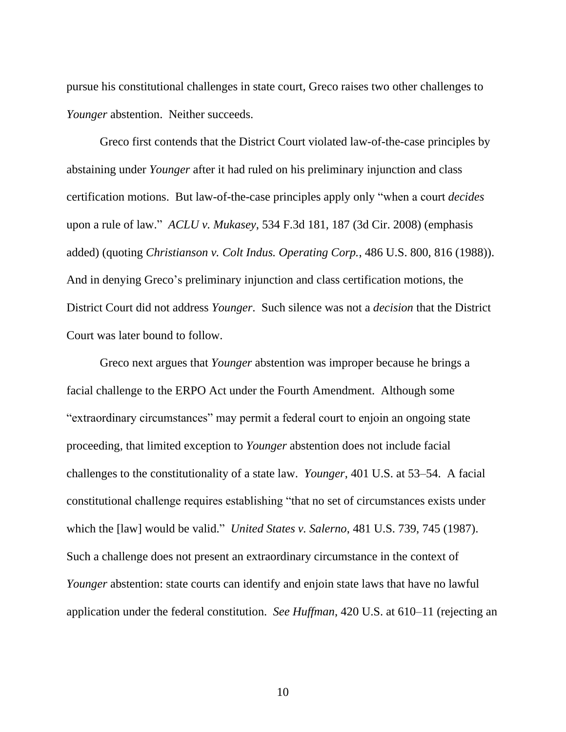pursue his constitutional challenges in state court, Greco raises two other challenges to *Younger* abstention. Neither succeeds.

Greco first contends that the District Court violated law-of-the-case principles by abstaining under *Younger* after it had ruled on his preliminary injunction and class certification motions. But law-of-the-case principles apply only "when a court *decides* upon a rule of law." *ACLU v. Mukasey*, 534 F.3d 181, 187 (3d Cir. 2008) (emphasis added) (quoting *Christianson v. Colt Indus. Operating Corp.*, 486 U.S. 800, 816 (1988)). And in denying Greco's preliminary injunction and class certification motions, the District Court did not address *Younger*. Such silence was not a *decision* that the District Court was later bound to follow.

Greco next argues that *Younger* abstention was improper because he brings a facial challenge to the ERPO Act under the Fourth Amendment. Although some "extraordinary circumstances" may permit a federal court to enjoin an ongoing state proceeding, that limited exception to *Younger* abstention does not include facial challenges to the constitutionality of a state law. *Younger*, 401 U.S. at 53–54. A facial constitutional challenge requires establishing "that no set of circumstances exists under which the [law] would be valid." *United States v. Salerno*, 481 U.S. 739, 745 (1987). Such a challenge does not present an extraordinary circumstance in the context of *Younger* abstention: state courts can identify and enjoin state laws that have no lawful application under the federal constitution. *See Huffman*, 420 U.S. at 610–11 (rejecting an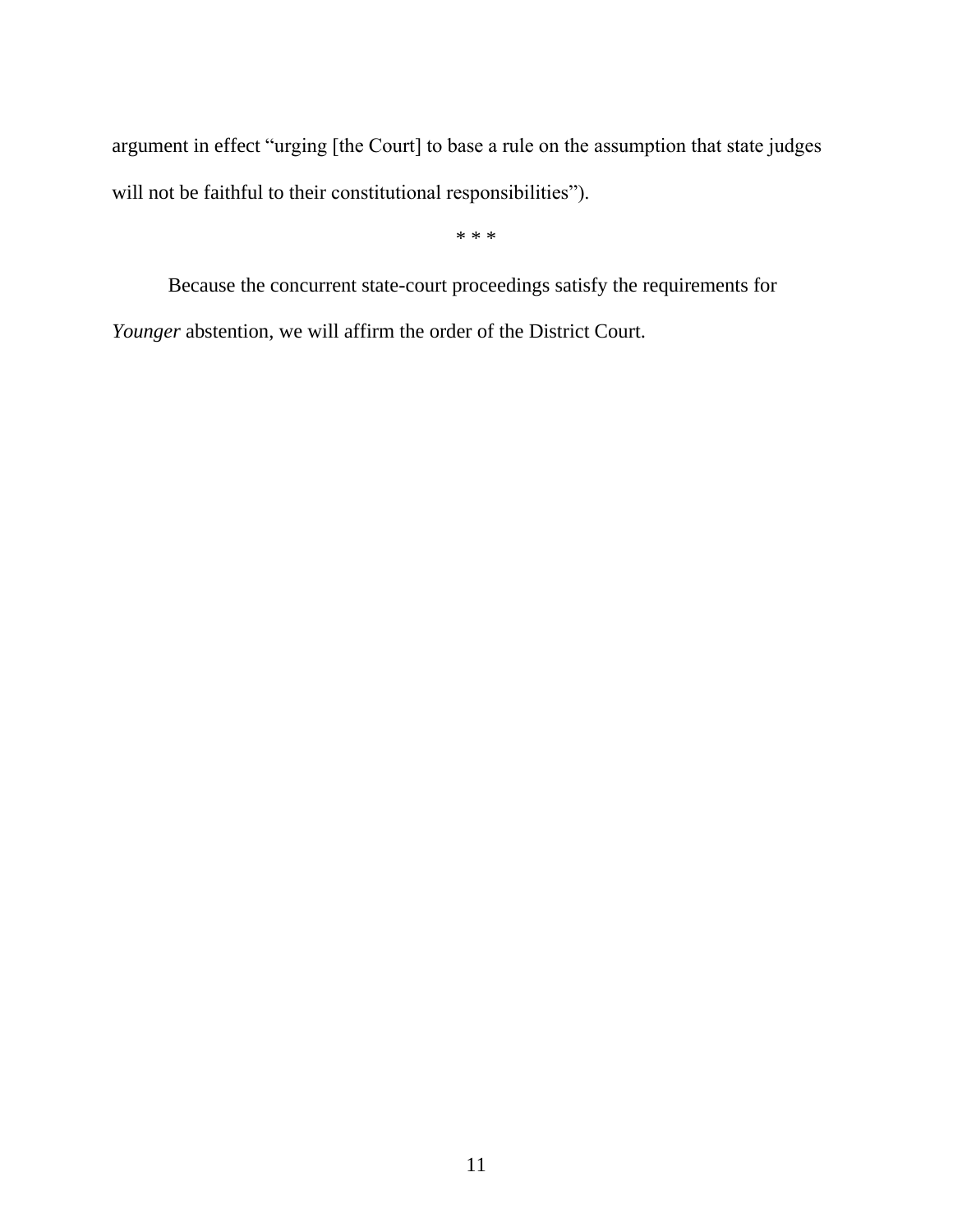argument in effect "urging [the Court] to base a rule on the assumption that state judges will not be faithful to their constitutional responsibilities").

\* \* \*

Because the concurrent state-court proceedings satisfy the requirements for *Younger* abstention, we will affirm the order of the District Court.